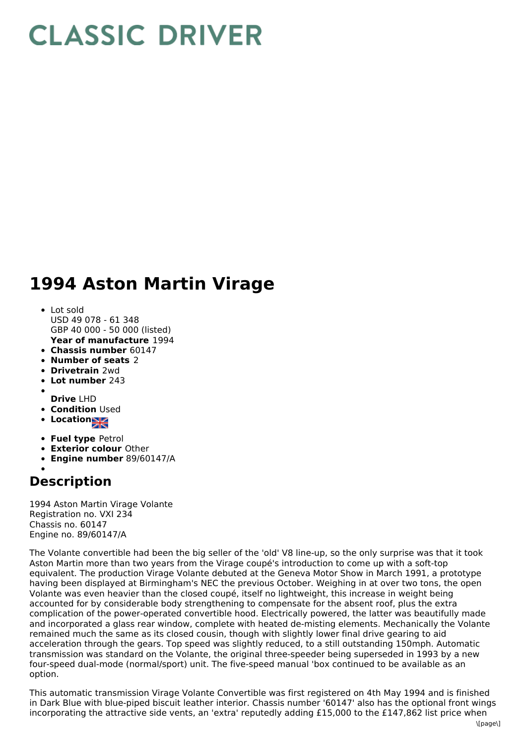# CLASSIC DRIVER

# 1994 Aston Martin Virage

- Lot sold
  USD 49 078 - 61 348
  GBP 40 000 - 50 000 (listed)
  **Year of manufacture** 1994
- **Chassis number** 60147
- **Number of seats** 2
- **Drivetrain** 2wd
- **Lot number** 243
- **Drive** LHD
- **Condition** Used
- **Location**
- **Fuel type** Petrol
- **Exterior colour** Other
- **Engine number** 89/60147/A

## Description

1994 Aston Martin Virage Volante
Registration no. VXI 234
Chassis no. 60147
Engine no. 89/60147/A

The Volante convertible had been the big seller of the 'old' V8 line-up, so the only surprise was that it took Aston Martin more than two years from the Virage coupé's introduction to come up with a soft-top equivalent. The production Virage Volante debuted at the Geneva Motor Show in March 1991, a prototype having been displayed at Birmingham's NEC the previous October. Weighing in at over two tons, the open Volante was even heavier than the closed coupé, itself no lightweight, this increase in weight being accounted for by considerable body strengthening to compensate for the absent roof, plus the extra complication of the power-operated convertible hood. Electrically powered, the latter was beautifully made and incorporated a glass rear window, complete with heated de-misting elements. Mechanically the Volante remained much the same as its closed cousin, though with slightly lower final drive gearing to aid acceleration through the gears. Top speed was slightly reduced, to a still outstanding 150mph. Automatic transmission was standard on the Volante, the original three-speeder being superseded in 1993 by a new four-speed dual-mode (normal/sport) unit. The five-speed manual 'box continued to be available as an option.

This automatic transmission Virage Volante Convertible was first registered on 4th May 1994 and is finished in Dark Blue with blue-piped biscuit leather interior. Chassis number '60147' also has the optional front wings incorporating the attractive side vents, an 'extra' reputedly adding £15,000 to the £147,862 list price when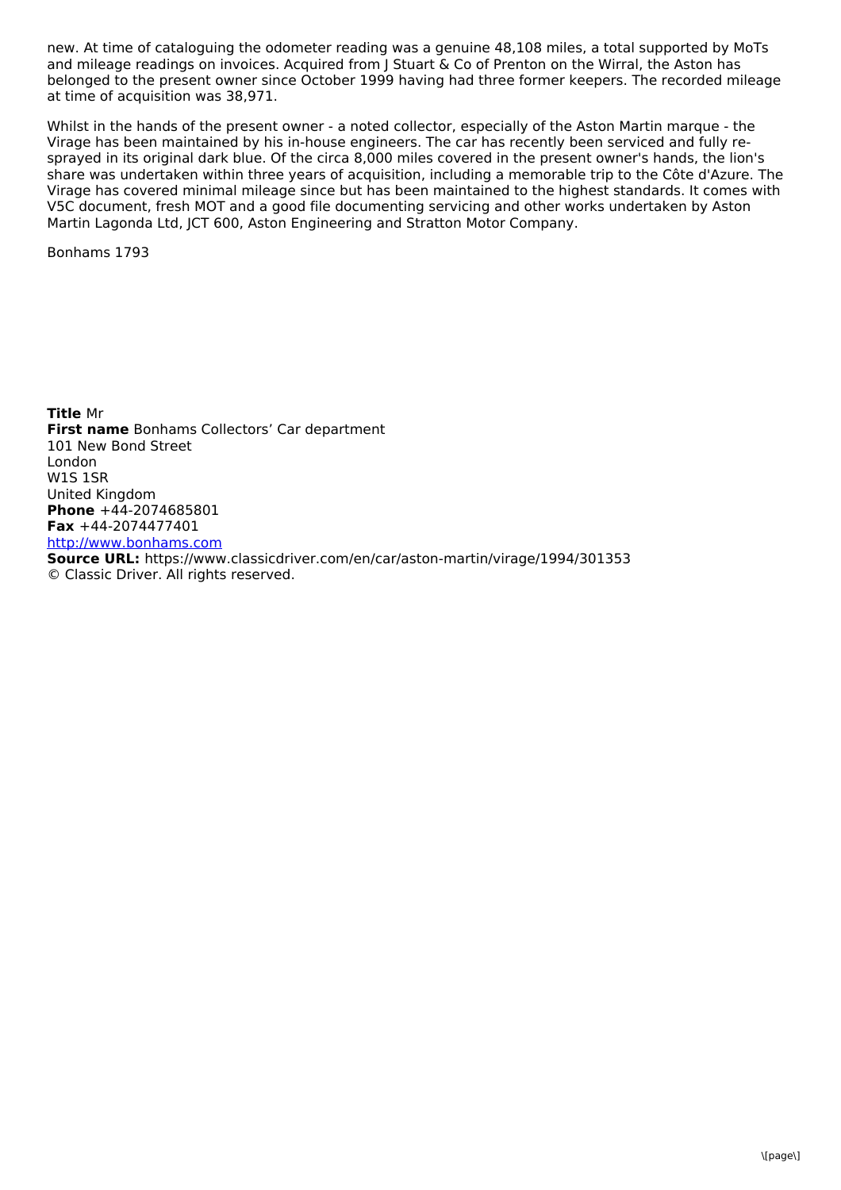new. At time of cataloguing the odometer reading was a genuine 48,108 miles, a total supported by MoTs and mileage readings on invoices. Acquired from J Stuart & Co of Prenton on the Wirral, the Aston has belonged to the present owner since October 1999 having had three former keepers. The recorded mileage at time of acquisition was 38,971.

Whilst in the hands of the present owner - a noted collector, especially of the Aston Martin marque - the Virage has been maintained by his in-house engineers. The car has recently been serviced and fully re-sprayed in its original dark blue. Of the circa 8,000 miles covered in the present owner's hands, the lion's share was undertaken within three years of acquisition, including a memorable trip to the Côte d'Azure. The Virage has covered minimal mileage since but has been maintained to the highest standards. It comes with V5C document, fresh MOT and a good file documenting servicing and other works undertaken by Aston Martin Lagonda Ltd, JCT 600, Aston Engineering and Stratton Motor Company.

Bonhams 1793

**Title** Mr
**First name** Bonhams Collectors' Car department
101 New Bond Street
London
W1S 1SR
United Kingdom
**Phone** +44-2074685801
**Fax** +44-2074477401
http://www.bonhams.com
**Source URL:** https://www.classicdriver.com/en/car/aston-martin/virage/1994/301353
© Classic Driver. All rights reserved.